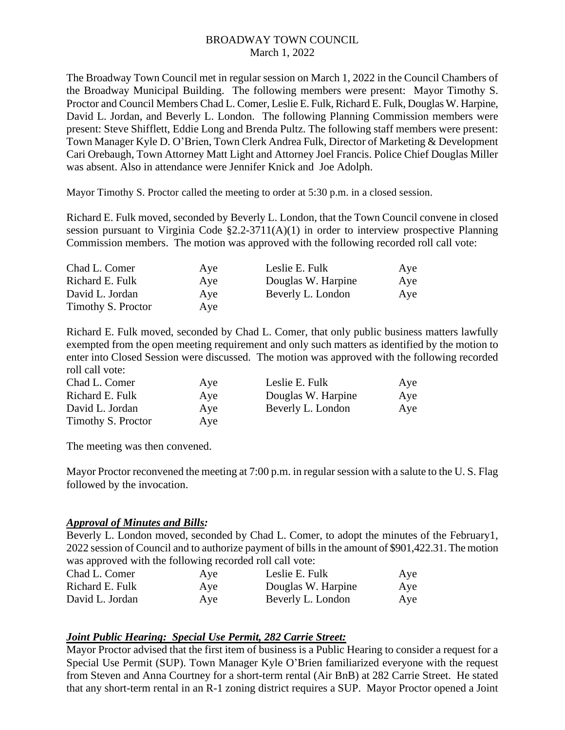# BROADWAY TOWN COUNCIL
March 1, 2022

The Broadway Town Council met in regular session on March 1, 2022 in the Council Chambers of the Broadway Municipal Building. The following members were present: Mayor Timothy S. Proctor and Council Members Chad L. Comer, Leslie E. Fulk, Richard E. Fulk, Douglas W. Harpine, David L. Jordan, and Beverly L. London. The following Planning Commission members were present: Steve Shifflett, Eddie Long and Brenda Pultz. The following staff members were present: Town Manager Kyle D. O'Brien, Town Clerk Andrea Fulk, Director of Marketing & Development Cari Orebaugh, Town Attorney Matt Light and Attorney Joel Francis. Police Chief Douglas Miller was absent. Also in attendance were Jennifer Knick and Joe Adolph.

Mayor Timothy S. Proctor called the meeting to order at 5:30 p.m. in a closed session.

Richard E. Fulk moved, seconded by Beverly L. London, that the Town Council convene in closed session pursuant to Virginia Code §2.2-3711(A)(1) in order to interview prospective Planning Commission members. The motion was approved with the following recorded roll call vote:

| | | | |
|---|---|---|---|
| Chad L. Comer | Aye | Leslie E. Fulk | Aye |
| Richard E. Fulk | Aye | Douglas W. Harpine | Aye |
| David L. Jordan | Aye | Beverly L. London | Aye |
| Timothy S. Proctor | Aye | | |

Richard E. Fulk moved, seconded by Chad L. Comer, that only public business matters lawfully exempted from the open meeting requirement and only such matters as identified by the motion to enter into Closed Session were discussed. The motion was approved with the following recorded roll call vote:

| | | | |
|---|---|---|---|
| Chad L. Comer | Aye | Leslie E. Fulk | Aye |
| Richard E. Fulk | Aye | Douglas W. Harpine | Aye |
| David L. Jordan | Aye | Beverly L. London | Aye |
| Timothy S. Proctor | Aye | | |

The meeting was then convened.

Mayor Proctor reconvened the meeting at 7:00 p.m. in regular session with a salute to the U. S. Flag followed by the invocation.

***Approval of Minutes and Bills:***

Beverly L. London moved, seconded by Chad L. Comer, to adopt the minutes of the February1, 2022 session of Council and to authorize payment of bills in the amount of $901,422.31. The motion was approved with the following recorded roll call vote:

| | | | |
|---|---|---|---|
| Chad L. Comer | Aye | Leslie E. Fulk | Aye |
| Richard E. Fulk | Aye | Douglas W. Harpine | Aye |
| David L. Jordan | Aye | Beverly L. London | Aye |

***Joint Public Hearing: Special Use Permit, 282 Carrie Street:***

Mayor Proctor advised that the first item of business is a Public Hearing to consider a request for a Special Use Permit (SUP). Town Manager Kyle O'Brien familiarized everyone with the request from Steven and Anna Courtney for a short-term rental (Air BnB) at 282 Carrie Street. He stated that any short-term rental in an R-1 zoning district requires a SUP. Mayor Proctor opened a Joint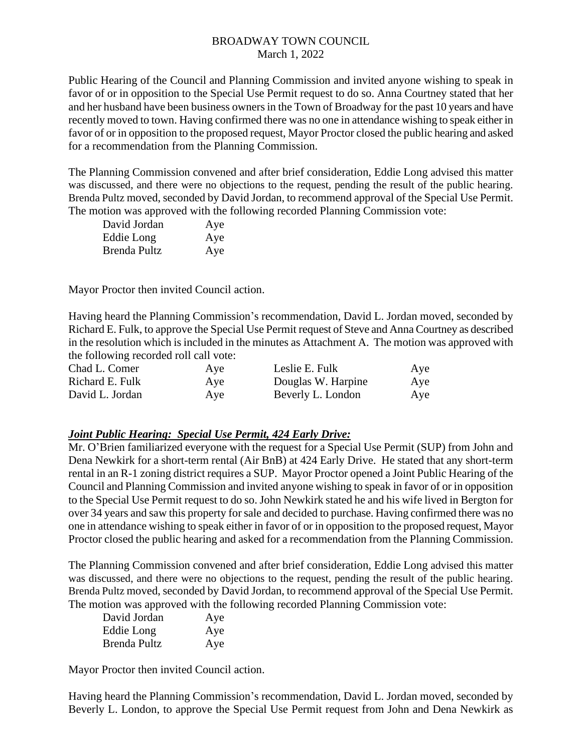Public Hearing of the Council and Planning Commission and invited anyone wishing to speak in favor of or in opposition to the Special Use Permit request to do so. Anna Courtney stated that her and her husband have been business owners in the Town of Broadway for the past 10 years and have recently moved to town. Having confirmed there was no one in attendance wishing to speak either in favor of or in opposition to the proposed request, Mayor Proctor closed the public hearing and asked for a recommendation from the Planning Commission.

The Planning Commission convened and after brief consideration, Eddie Long advised this matter was discussed, and there were no objections to the request, pending the result of the public hearing. Brenda Pultz moved, seconded by David Jordan, to recommend approval of the Special Use Permit. The motion was approved with the following recorded Planning Commission vote:

| | |
|---|---|
| David Jordan | Aye |
| Eddie Long | Aye |
| Brenda Pultz | Aye |

Mayor Proctor then invited Council action.

Having heard the Planning Commission's recommendation, David L. Jordan moved, seconded by Richard E. Fulk, to approve the Special Use Permit request of Steve and Anna Courtney as described in the resolution which is included in the minutes as Attachment A. The motion was approved with the following recorded roll call vote:

| | | | |
|---|---|---|---|
| Chad L. Comer | Aye | Leslie E. Fulk | Aye |
| Richard E. Fulk | Aye | Douglas W. Harpine | Aye |
| David L. Jordan | Aye | Beverly L. London | Aye |

***Joint Public Hearing: Special Use Permit, 424 Early Drive:***

Mr. O'Brien familiarized everyone with the request for a Special Use Permit (SUP) from John and Dena Newkirk for a short-term rental (Air BnB) at 424 Early Drive. He stated that any short-term rental in an R-1 zoning district requires a SUP. Mayor Proctor opened a Joint Public Hearing of the Council and Planning Commission and invited anyone wishing to speak in favor of or in opposition to the Special Use Permit request to do so. John Newkirk stated he and his wife lived in Bergton for over 34 years and saw this property for sale and decided to purchase. Having confirmed there was no one in attendance wishing to speak either in favor of or in opposition to the proposed request, Mayor Proctor closed the public hearing and asked for a recommendation from the Planning Commission.

The Planning Commission convened and after brief consideration, Eddie Long advised this matter was discussed, and there were no objections to the request, pending the result of the public hearing. Brenda Pultz moved, seconded by David Jordan, to recommend approval of the Special Use Permit. The motion was approved with the following recorded Planning Commission vote:

| | |
|---|---|
| David Jordan | Aye |
| Eddie Long | Aye |
| Brenda Pultz | Aye |

Mayor Proctor then invited Council action.

Having heard the Planning Commission's recommendation, David L. Jordan moved, seconded by Beverly L. London, to approve the Special Use Permit request from John and Dena Newkirk as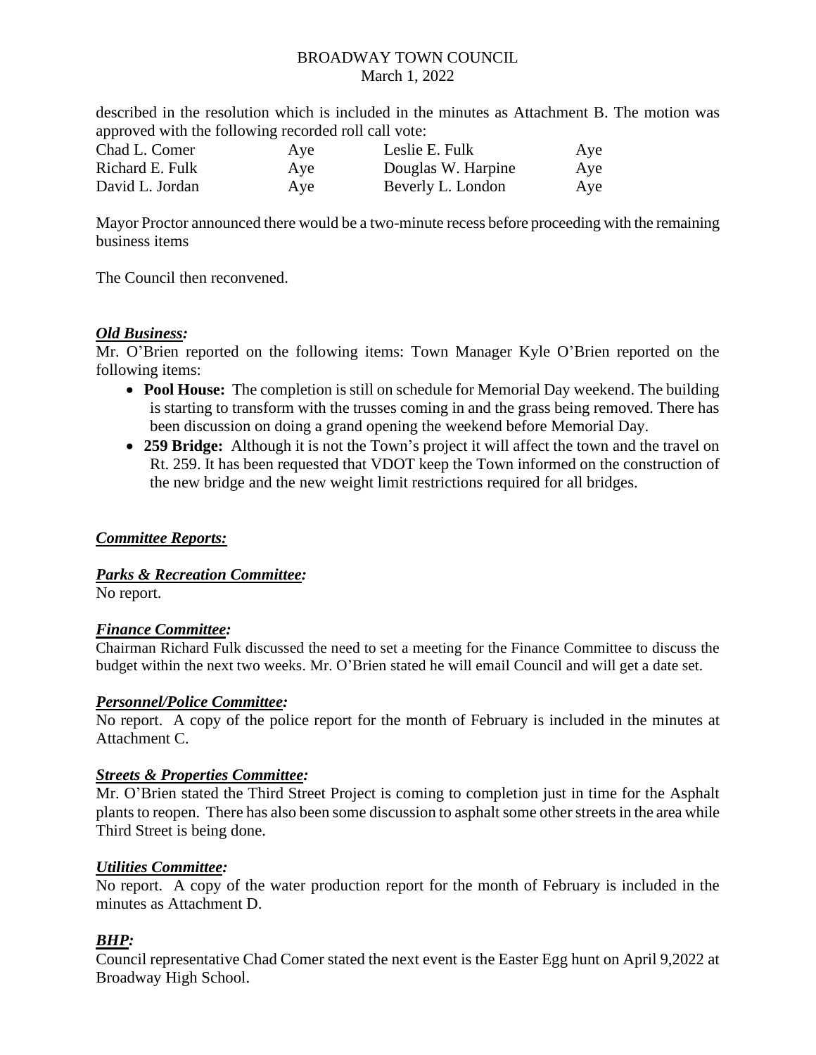described in the resolution which is included in the minutes as Attachment B. The motion was approved with the following recorded roll call vote:

| | | | |
|---|---|---|---|
| Chad L. Comer | Aye | Leslie E. Fulk | Aye |
| Richard E. Fulk | Aye | Douglas W. Harpine | Aye |
| David L. Jordan | Aye | Beverly L. London | Aye |

Mayor Proctor announced there would be a two-minute recess before proceeding with the remaining business items

The Council then reconvened.

***Old Business:***

Mr. O'Brien reported on the following items: Town Manager Kyle O'Brien reported on the following items:

- **Pool House:** The completion is still on schedule for Memorial Day weekend. The building is starting to transform with the trusses coming in and the grass being removed. There has been discussion on doing a grand opening the weekend before Memorial Day.
- **259 Bridge:** Although it is not the Town's project it will affect the town and the travel on Rt. 259. It has been requested that VDOT keep the Town informed on the construction of the new bridge and the new weight limit restrictions required for all bridges.

***Committee Reports:***

***Parks & Recreation Committee:***

No report.

***Finance Committee:***

Chairman Richard Fulk discussed the need to set a meeting for the Finance Committee to discuss the budget within the next two weeks. Mr. O'Brien stated he will email Council and will get a date set.

***Personnel/Police Committee:***

No report. A copy of the police report for the month of February is included in the minutes at Attachment C.

***Streets & Properties Committee:***

Mr. O'Brien stated the Third Street Project is coming to completion just in time for the Asphalt plants to reopen. There has also been some discussion to asphalt some other streets in the area while Third Street is being done.

***Utilities Committee:***

No report. A copy of the water production report for the month of February is included in the minutes as Attachment D.

***BHP:***

Council representative Chad Comer stated the next event is the Easter Egg hunt on April 9,2022 at Broadway High School.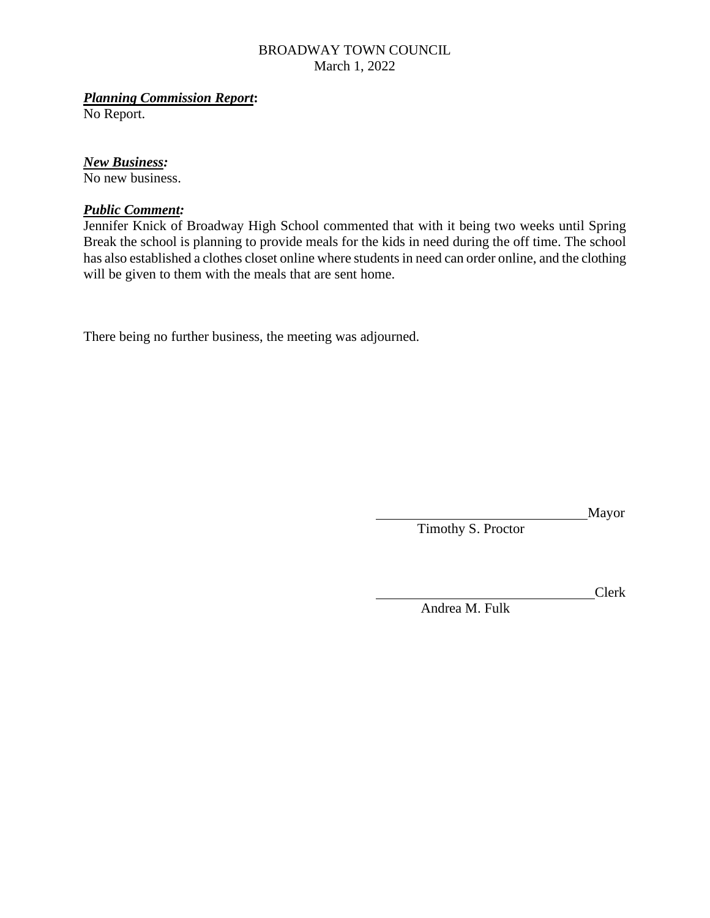***Planning Commission Report*:**
No Report.

***New Business:***
No new business.

***Public Comment:***
Jennifer Knick of Broadway High School commented that with it being two weeks until Spring Break the school is planning to provide meals for the kids in need during the off time. The school has also established a clothes closet online where students in need can order online, and the clothing will be given to them with the meals that are sent home.

There being no further business, the meeting was adjourned.

\_\_\_\_\_\_\_\_\_\_\_\_\_\_\_\_\_\_\_\_\_\_\_\_\_\_\_\_\_\_Mayor
Timothy S. Proctor

\_\_\_\_\_\_\_\_\_\_\_\_\_\_\_\_\_\_\_\_\_\_\_\_\_\_\_\_\_\_Clerk
Andrea M. Fulk